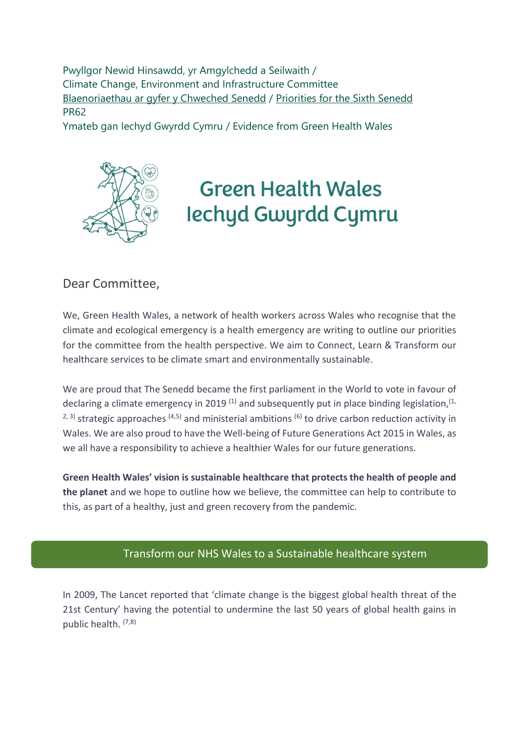Pwyllgor Newid Hinsawdd, yr Amgylchedd a Seilwaith /
Climate Change, Environment and Infrastructure Committee
Blaenoriaethau ar gyfer y Chweched Senedd / Priorities for the Sixth Senedd
PR62
Ymateb gan Iechyd Gwyrdd Cymru / Evidence from Green Health Wales

# Green Health Wales
# Iechyd Gwyrdd Cymru

Dear Committee,

We, Green Health Wales, a network of health workers across Wales who recognise that the climate and ecological emergency is a health emergency are writing to outline our priorities for the committee from the health perspective. We aim to Connect, Learn & Transform our healthcare services to be climate smart and environmentally sustainable.

We are proud that The Senedd became the first parliament in the World to vote in favour of declaring a climate emergency in 2019 [1] and subsequently put in place binding legislation,[1, 2, 3] strategic approaches [4,5] and ministerial ambitions [6] to drive carbon reduction activity in Wales. We are also proud to have the Well-being of Future Generations Act 2015 in Wales, as we all have a responsibility to achieve a healthier Wales for our future generations.

**Green Health Wales' vision is sustainable healthcare that protects the health of people and the planet** and we hope to outline how we believe, the committee can help to contribute to this, as part of a healthy, just and green recovery from the pandemic.

## Transform our NHS Wales to a Sustainable healthcare system

In 2009, The Lancet reported that 'climate change is the biggest global health threat of the 21st Century' having the potential to undermine the last 50 years of global health gains in public health. [7,8]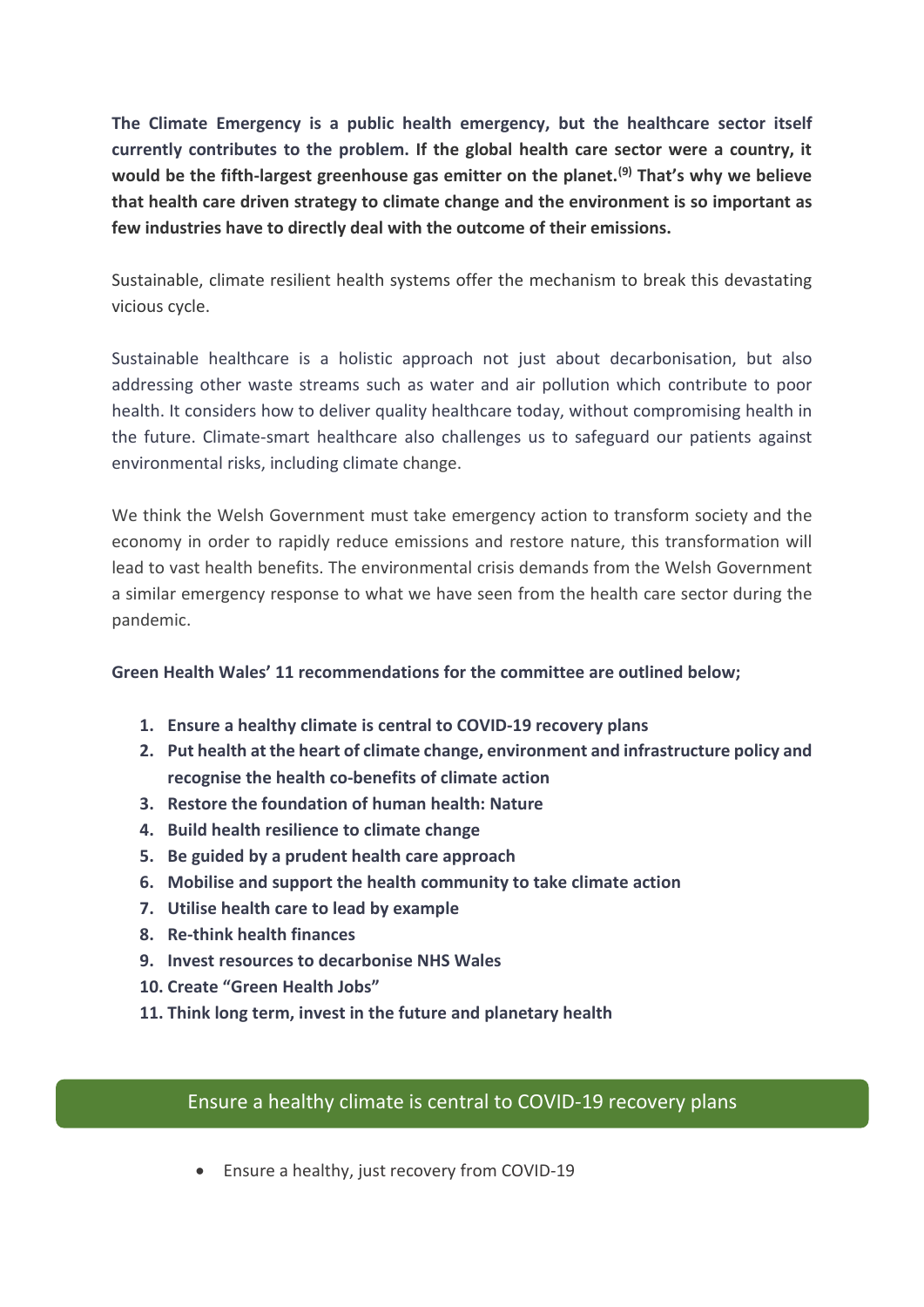**The Climate Emergency is a public health emergency, but the healthcare sector itself currently contributes to the problem. If the global health care sector were a country, it would be the fifth-largest greenhouse gas emitter on the planet.[9] That's why we believe that health care driven strategy to climate change and the environment is so important as few industries have to directly deal with the outcome of their emissions.**

Sustainable, climate resilient health systems offer the mechanism to break this devastating vicious cycle.

Sustainable healthcare is a holistic approach not just about decarbonisation, but also addressing other waste streams such as water and air pollution which contribute to poor health. It considers how to deliver quality healthcare today, without compromising health in the future. Climate-smart healthcare also challenges us to safeguard our patients against environmental risks, including climate change.

We think the Welsh Government must take emergency action to transform society and the economy in order to rapidly reduce emissions and restore nature, this transformation will lead to vast health benefits. The environmental crisis demands from the Welsh Government a similar emergency response to what we have seen from the health care sector during the pandemic.

**Green Health Wales' 11 recommendations for the committee are outlined below;**

1. **Ensure a healthy climate is central to COVID-19 recovery plans**
2. **Put health at the heart of climate change, environment and infrastructure policy and recognise the health co-benefits of climate action**
3. **Restore the foundation of human health: Nature**
4. **Build health resilience to climate change**
5. **Be guided by a prudent health care approach**
6. **Mobilise and support the health community to take climate action**
7. **Utilise health care to lead by example**
8. **Re-think health finances**
9. **Invest resources to decarbonise NHS Wales**
10. **Create "Green Health Jobs"**
11. **Think long term, invest in the future and planetary health**

## Ensure a healthy climate is central to COVID-19 recovery plans

- Ensure a healthy, just recovery from COVID-19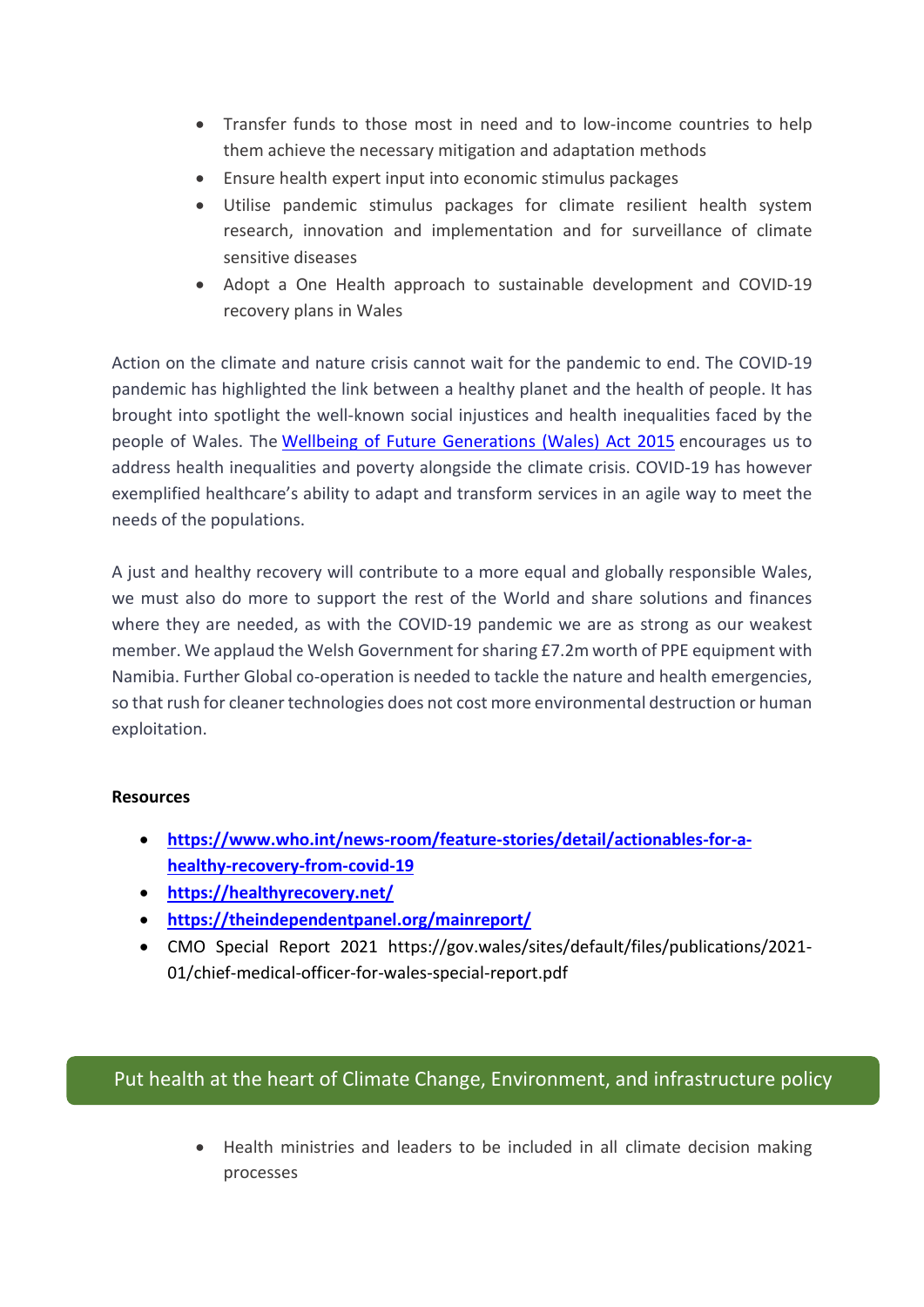- Transfer funds to those most in need and to low-income countries to help them achieve the necessary mitigation and adaptation methods
- Ensure health expert input into economic stimulus packages
- Utilise pandemic stimulus packages for climate resilient health system research, innovation and implementation and for surveillance of climate sensitive diseases
- Adopt a One Health approach to sustainable development and COVID-19 recovery plans in Wales

Action on the climate and nature crisis cannot wait for the pandemic to end. The COVID-19 pandemic has highlighted the link between a healthy planet and the health of people. It has brought into spotlight the well-known social injustices and health inequalities faced by the people of Wales. The [Wellbeing of Future Generations (Wales) Act 2015](#) encourages us to address health inequalities and poverty alongside the climate crisis. COVID-19 has however exemplified healthcare's ability to adapt and transform services in an agile way to meet the needs of the populations.

A just and healthy recovery will contribute to a more equal and globally responsible Wales, we must also do more to support the rest of the World and share solutions and finances where they are needed, as with the COVID-19 pandemic we are as strong as our weakest member. We applaud the Welsh Government for sharing £7.2m worth of PPE equipment with Namibia. Further Global co-operation is needed to tackle the nature and health emergencies, so that rush for cleaner technologies does not cost more environmental destruction or human exploitation.

**Resources**

- **https://www.who.int/news-room/feature-stories/detail/actionables-for-a-healthy-recovery-from-covid-19**
- **https://healthyrecovery.net/**
- **https://theindependentpanel.org/mainreport/**
- CMO Special Report 2021 https://gov.wales/sites/default/files/publications/2021-01/chief-medical-officer-for-wales-special-report.pdf

## Put health at the heart of Climate Change, Environment, and infrastructure policy

- Health ministries and leaders to be included in all climate decision making processes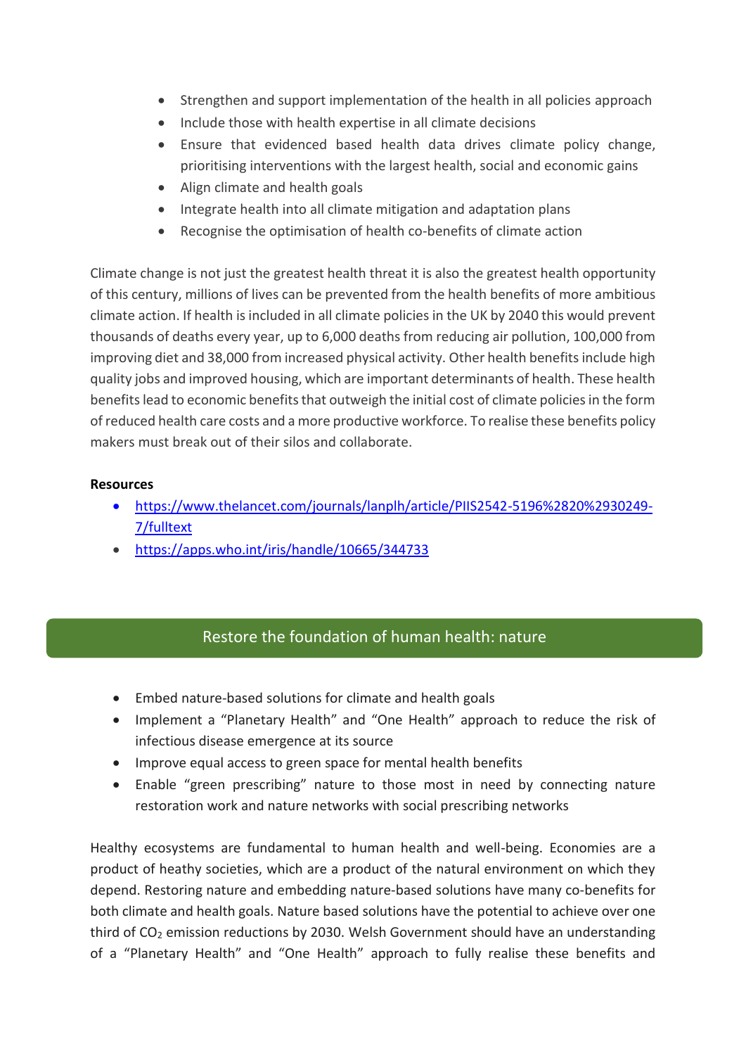- Strengthen and support implementation of the health in all policies approach
- Include those with health expertise in all climate decisions
- Ensure that evidenced based health data drives climate policy change, prioritising interventions with the largest health, social and economic gains
- Align climate and health goals
- Integrate health into all climate mitigation and adaptation plans
- Recognise the optimisation of health co-benefits of climate action

Climate change is not just the greatest health threat it is also the greatest health opportunity of this century, millions of lives can be prevented from the health benefits of more ambitious climate action. If health is included in all climate policies in the UK by 2040 this would prevent thousands of deaths every year, up to 6,000 deaths from reducing air pollution, 100,000 from improving diet and 38,000 from increased physical activity. Other health benefits include high quality jobs and improved housing, which are important determinants of health. These health benefits lead to economic benefits that outweigh the initial cost of climate policies in the form of reduced health care costs and a more productive workforce. To realise these benefits policy makers must break out of their silos and collaborate.

**Resources**

- https://www.thelancet.com/journals/lanplh/article/PIIS2542-5196%2820%2930249-7/fulltext
- https://apps.who.int/iris/handle/10665/344733

## Restore the foundation of human health: nature

- Embed nature-based solutions for climate and health goals
- Implement a "Planetary Health" and "One Health" approach to reduce the risk of infectious disease emergence at its source
- Improve equal access to green space for mental health benefits
- Enable "green prescribing" nature to those most in need by connecting nature restoration work and nature networks with social prescribing networks

Healthy ecosystems are fundamental to human health and well-being. Economies are a product of heathy societies, which are a product of the natural environment on which they depend. Restoring nature and embedding nature-based solutions have many co-benefits for both climate and health goals. Nature based solutions have the potential to achieve over one third of $CO_2$ emission reductions by 2030. Welsh Government should have an understanding of a "Planetary Health" and "One Health" approach to fully realise these benefits and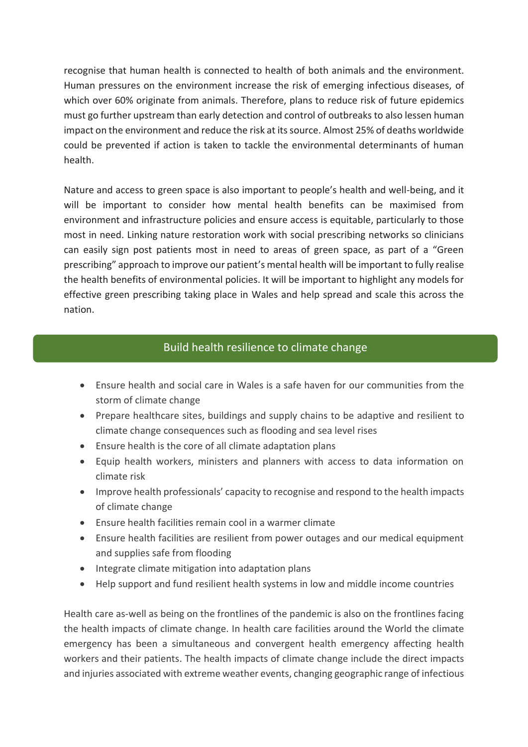recognise that human health is connected to health of both animals and the environment. Human pressures on the environment increase the risk of emerging infectious diseases, of which over 60% originate from animals. Therefore, plans to reduce risk of future epidemics must go further upstream than early detection and control of outbreaks to also lessen human impact on the environment and reduce the risk at its source. Almost 25% of deaths worldwide could be prevented if action is taken to tackle the environmental determinants of human health.

Nature and access to green space is also important to people's health and well-being, and it will be important to consider how mental health benefits can be maximised from environment and infrastructure policies and ensure access is equitable, particularly to those most in need. Linking nature restoration work with social prescribing networks so clinicians can easily sign post patients most in need to areas of green space, as part of a "Green prescribing" approach to improve our patient's mental health will be important to fully realise the health benefits of environmental policies. It will be important to highlight any models for effective green prescribing taking place in Wales and help spread and scale this across the nation.

## Build health resilience to climate change

- Ensure health and social care in Wales is a safe haven for our communities from the storm of climate change
- Prepare healthcare sites, buildings and supply chains to be adaptive and resilient to climate change consequences such as flooding and sea level rises
- Ensure health is the core of all climate adaptation plans
- Equip health workers, ministers and planners with access to data information on climate risk
- Improve health professionals' capacity to recognise and respond to the health impacts of climate change
- Ensure health facilities remain cool in a warmer climate
- Ensure health facilities are resilient from power outages and our medical equipment and supplies safe from flooding
- Integrate climate mitigation into adaptation plans
- Help support and fund resilient health systems in low and middle income countries

Health care as-well as being on the frontlines of the pandemic is also on the frontlines facing the health impacts of climate change. In health care facilities around the World the climate emergency has been a simultaneous and convergent health emergency affecting health workers and their patients. The health impacts of climate change include the direct impacts and injuries associated with extreme weather events, changing geographic range of infectious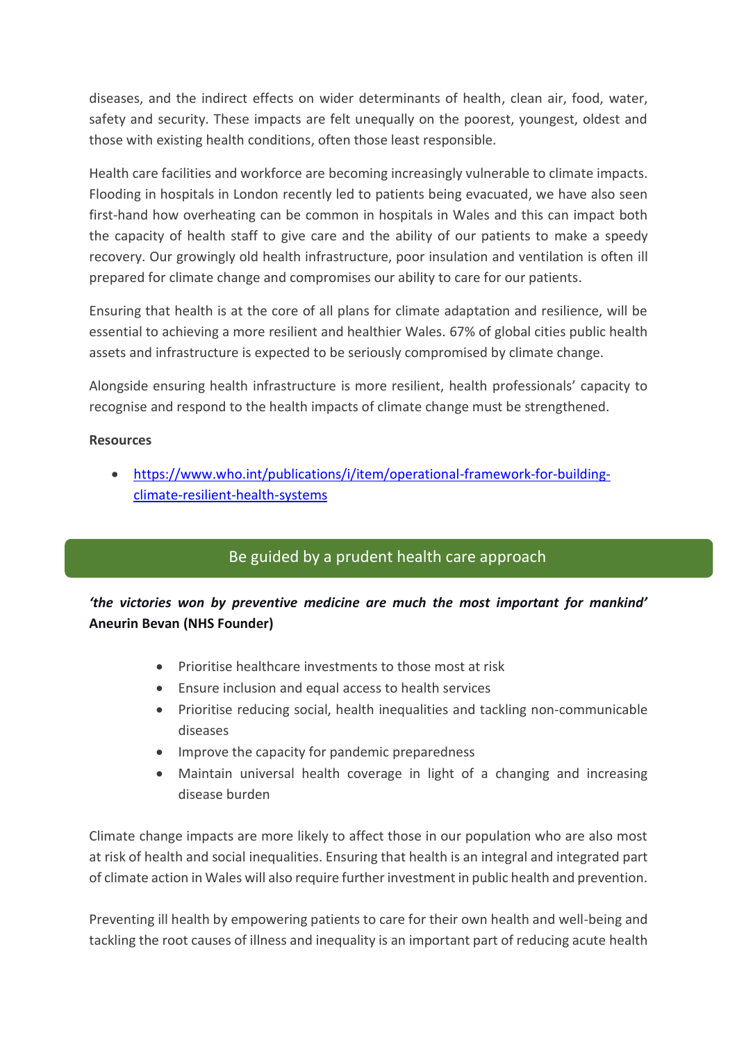diseases, and the indirect effects on wider determinants of health, clean air, food, water, safety and security. These impacts are felt unequally on the poorest, youngest, oldest and those with existing health conditions, often those least responsible.

Health care facilities and workforce are becoming increasingly vulnerable to climate impacts. Flooding in hospitals in London recently led to patients being evacuated, we have also seen first-hand how overheating can be common in hospitals in Wales and this can impact both the capacity of health staff to give care and the ability of our patients to make a speedy recovery. Our growingly old health infrastructure, poor insulation and ventilation is often ill prepared for climate change and compromises our ability to care for our patients.

Ensuring that health is at the core of all plans for climate adaptation and resilience, will be essential to achieving a more resilient and healthier Wales. 67% of global cities public health assets and infrastructure is expected to be seriously compromised by climate change.

Alongside ensuring health infrastructure is more resilient, health professionals' capacity to recognise and respond to the health impacts of climate change must be strengthened.

**Resources**

- https://www.who.int/publications/i/item/operational-framework-for-building-climate-resilient-health-systems

## Be guided by a prudent health care approach

***'the victories won by preventive medicine are much the most important for mankind'*** **Aneurin Bevan (NHS Founder)**

- Prioritise healthcare investments to those most at risk
- Ensure inclusion and equal access to health services
- Prioritise reducing social, health inequalities and tackling non-communicable diseases
- Improve the capacity for pandemic preparedness
- Maintain universal health coverage in light of a changing and increasing disease burden

Climate change impacts are more likely to affect those in our population who are also most at risk of health and social inequalities. Ensuring that health is an integral and integrated part of climate action in Wales will also require further investment in public health and prevention.

Preventing ill health by empowering patients to care for their own health and well-being and tackling the root causes of illness and inequality is an important part of reducing acute health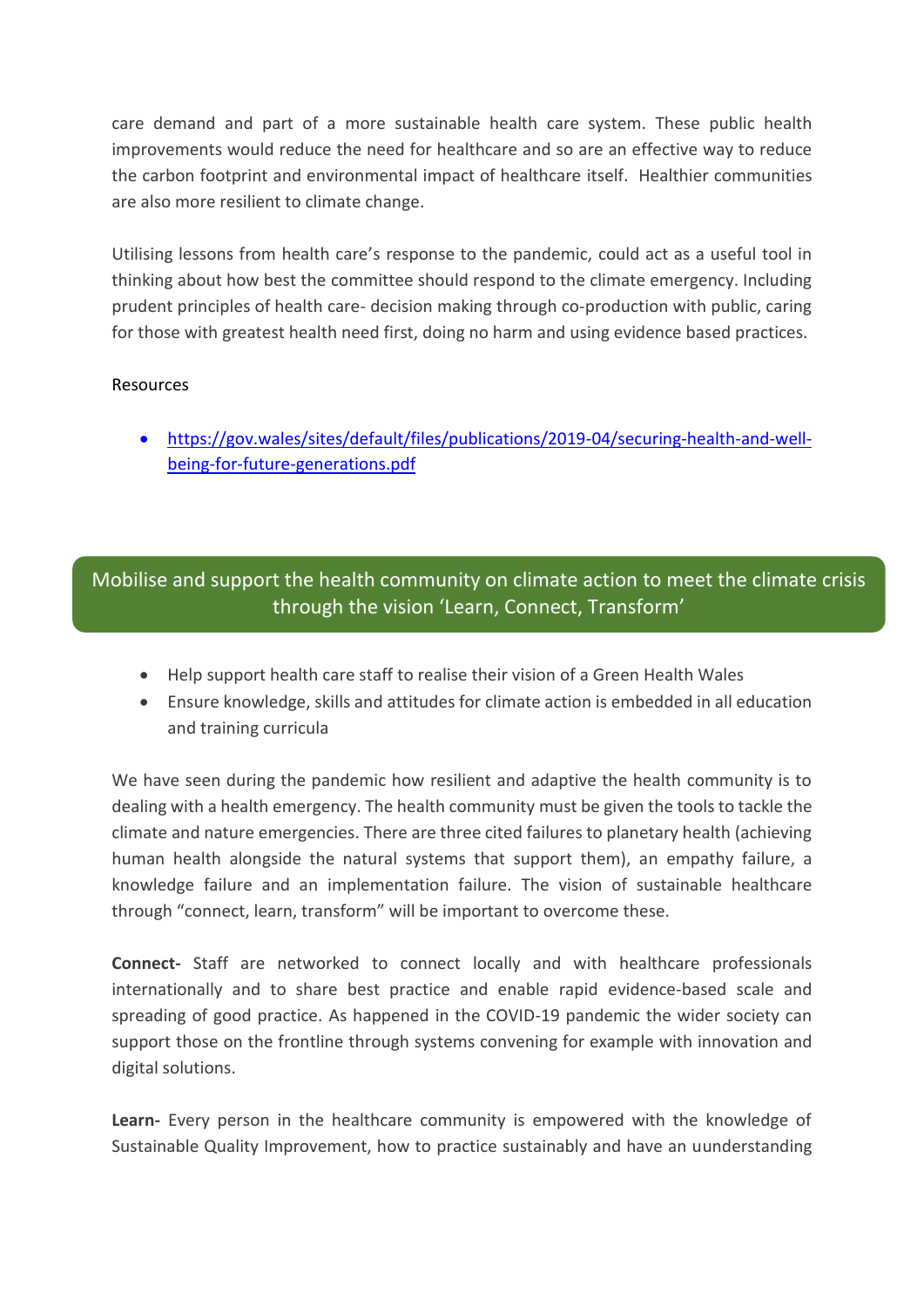care demand and part of a more sustainable health care system. These public health improvements would reduce the need for healthcare and so are an effective way to reduce the carbon footprint and environmental impact of healthcare itself. Healthier communities are also more resilient to climate change.

Utilising lessons from health care's response to the pandemic, could act as a useful tool in thinking about how best the committee should respond to the climate emergency. Including prudent principles of health care- decision making through co-production with public, caring for those with greatest health need first, doing no harm and using evidence based practices.

Resources

- [https://gov.wales/sites/default/files/publications/2019-04/securing-health-and-well-being-for-future-generations.pdf](https://gov.wales/sites/default/files/publications/2019-04/securing-health-and-well-being-for-future-generations.pdf)

## Mobilise and support the health community on climate action to meet the climate crisis through the vision 'Learn, Connect, Transform'

- Help support health care staff to realise their vision of a Green Health Wales
- Ensure knowledge, skills and attitudes for climate action is embedded in all education and training curricula

We have seen during the pandemic how resilient and adaptive the health community is to dealing with a health emergency. The health community must be given the tools to tackle the climate and nature emergencies. There are three cited failures to planetary health (achieving human health alongside the natural systems that support them), an empathy failure, a knowledge failure and an implementation failure. The vision of sustainable healthcare through "connect, learn, transform" will be important to overcome these.

**Connect-** Staff are networked to connect locally and with healthcare professionals internationally and to share best practice and enable rapid evidence-based scale and spreading of good practice. As happened in the COVID-19 pandemic the wider society can support those on the frontline through systems convening for example with innovation and digital solutions.

**Learn-** Every person in the healthcare community is empowered with the knowledge of Sustainable Quality Improvement, how to practice sustainably and have an uunderstanding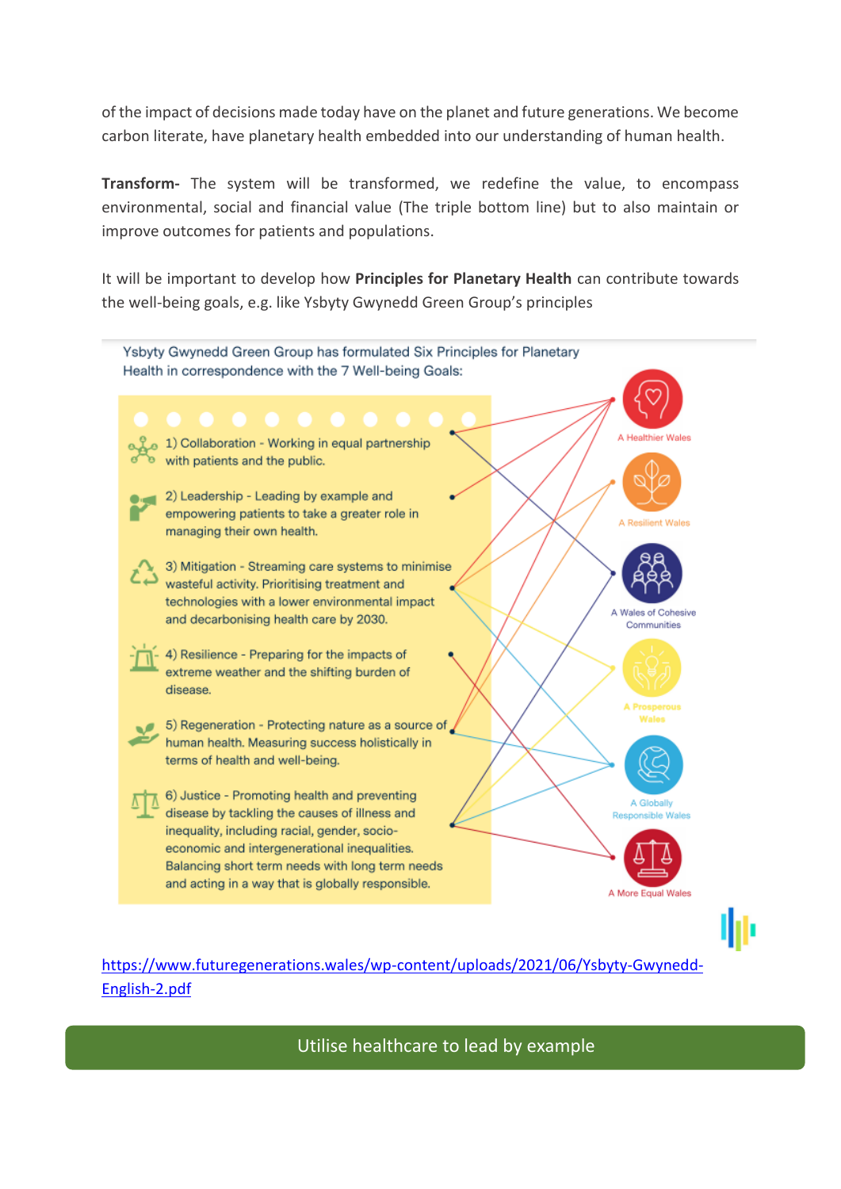of the impact of decisions made today have on the planet and future generations. We become carbon literate, have planetary health embedded into our understanding of human health.

**Transform-** The system will be transformed, we redefine the value, to encompass environmental, social and financial value (The triple bottom line) but to also maintain or improve outcomes for patients and populations.

It will be important to develop how **Principles for Planetary Health** can contribute towards the well-being goals, e.g. like Ysbyty Gwynedd Green Group's principles

Ysbyty Gwynedd Green Group has formulated Six Principles for Planetary Health in correspondence with the 7 Well-being Goals:

1) Collaboration - Working in equal partnership with patients and the public.

2) Leadership - Leading by example and empowering patients to take a greater role in managing their own health.

3) Mitigation - Streaming care systems to minimise wasteful activity. Prioritising treatment and technologies with a lower environmental impact and decarbonising health care by 2030.

4) Resilience - Preparing for the impacts of extreme weather and the shifting burden of disease.

5) Regeneration - Protecting nature as a source of human health. Measuring success holistically in terms of health and well-being.

6) Justice - Promoting health and preventing disease by tackling the causes of illness and inequality, including racial, gender, socio-economic and intergenerational inequalities. Balancing short term needs with long term needs and acting in a way that is globally responsible.

A Healthier Wales

A Resilient Wales

A Wales of Cohesive Communities

A Prosperous Wales

A Globally Responsible Wales

A More Equal Wales

https://www.futuregenerations.wales/wp-content/uploads/2021/06/Ysbyty-Gwynedd-English-2.pdf

## Utilise healthcare to lead by example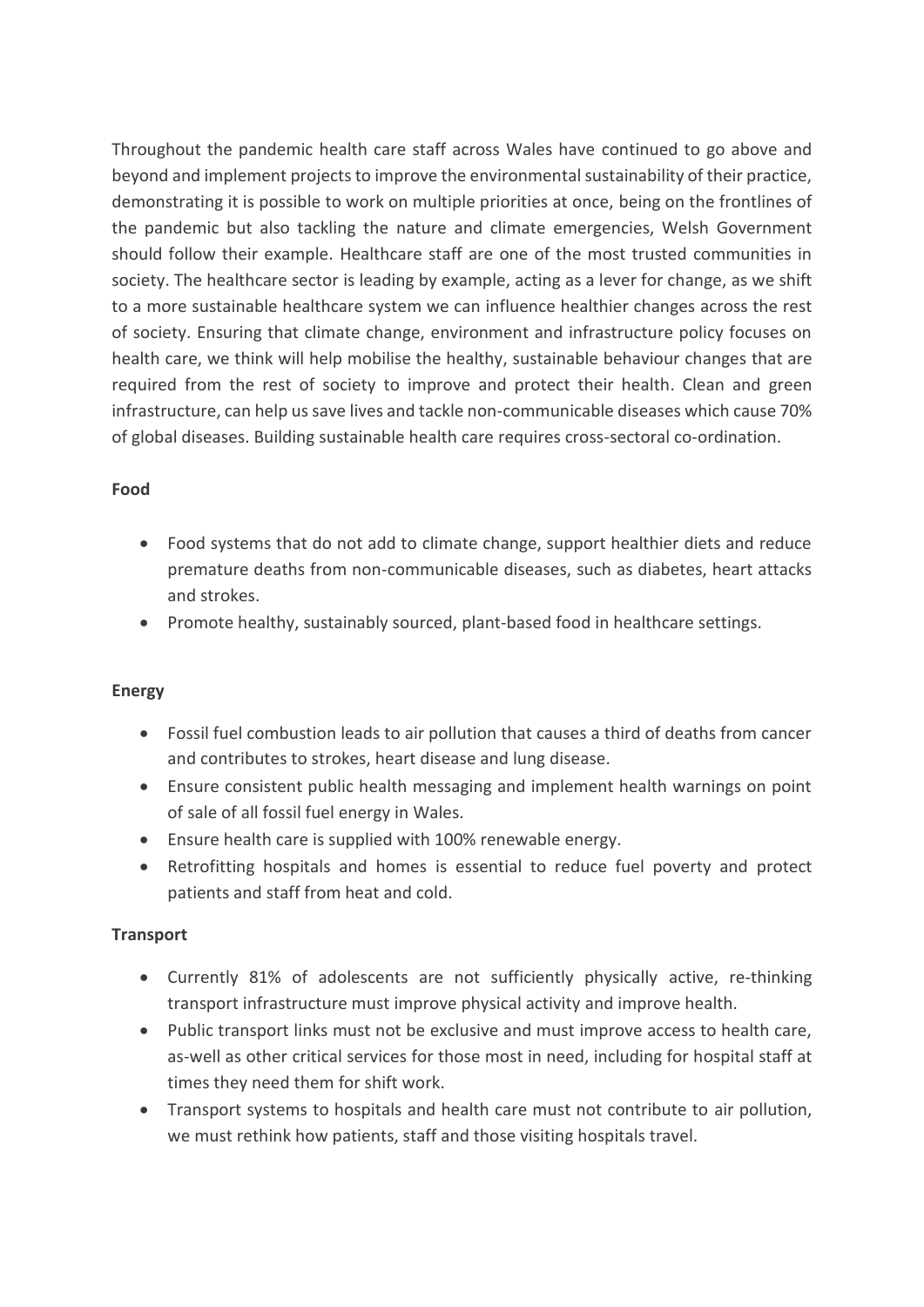Throughout the pandemic health care staff across Wales have continued to go above and beyond and implement projects to improve the environmental sustainability of their practice, demonstrating it is possible to work on multiple priorities at once, being on the frontlines of the pandemic but also tackling the nature and climate emergencies, Welsh Government should follow their example. Healthcare staff are one of the most trusted communities in society. The healthcare sector is leading by example, acting as a lever for change, as we shift to a more sustainable healthcare system we can influence healthier changes across the rest of society. Ensuring that climate change, environment and infrastructure policy focuses on health care, we think will help mobilise the healthy, sustainable behaviour changes that are required from the rest of society to improve and protect their health. Clean and green infrastructure, can help us save lives and tackle non-communicable diseases which cause 70% of global diseases. Building sustainable health care requires cross-sectoral co-ordination.

**Food**

- Food systems that do not add to climate change, support healthier diets and reduce premature deaths from non-communicable diseases, such as diabetes, heart attacks and strokes.
- Promote healthy, sustainably sourced, plant-based food in healthcare settings.

**Energy**

- Fossil fuel combustion leads to air pollution that causes a third of deaths from cancer and contributes to strokes, heart disease and lung disease.
- Ensure consistent public health messaging and implement health warnings on point of sale of all fossil fuel energy in Wales.
- Ensure health care is supplied with 100% renewable energy.
- Retrofitting hospitals and homes is essential to reduce fuel poverty and protect patients and staff from heat and cold.

**Transport**

- Currently 81% of adolescents are not sufficiently physically active, re-thinking transport infrastructure must improve physical activity and improve health.
- Public transport links must not be exclusive and must improve access to health care, as-well as other critical services for those most in need, including for hospital staff at times they need them for shift work.
- Transport systems to hospitals and health care must not contribute to air pollution, we must rethink how patients, staff and those visiting hospitals travel.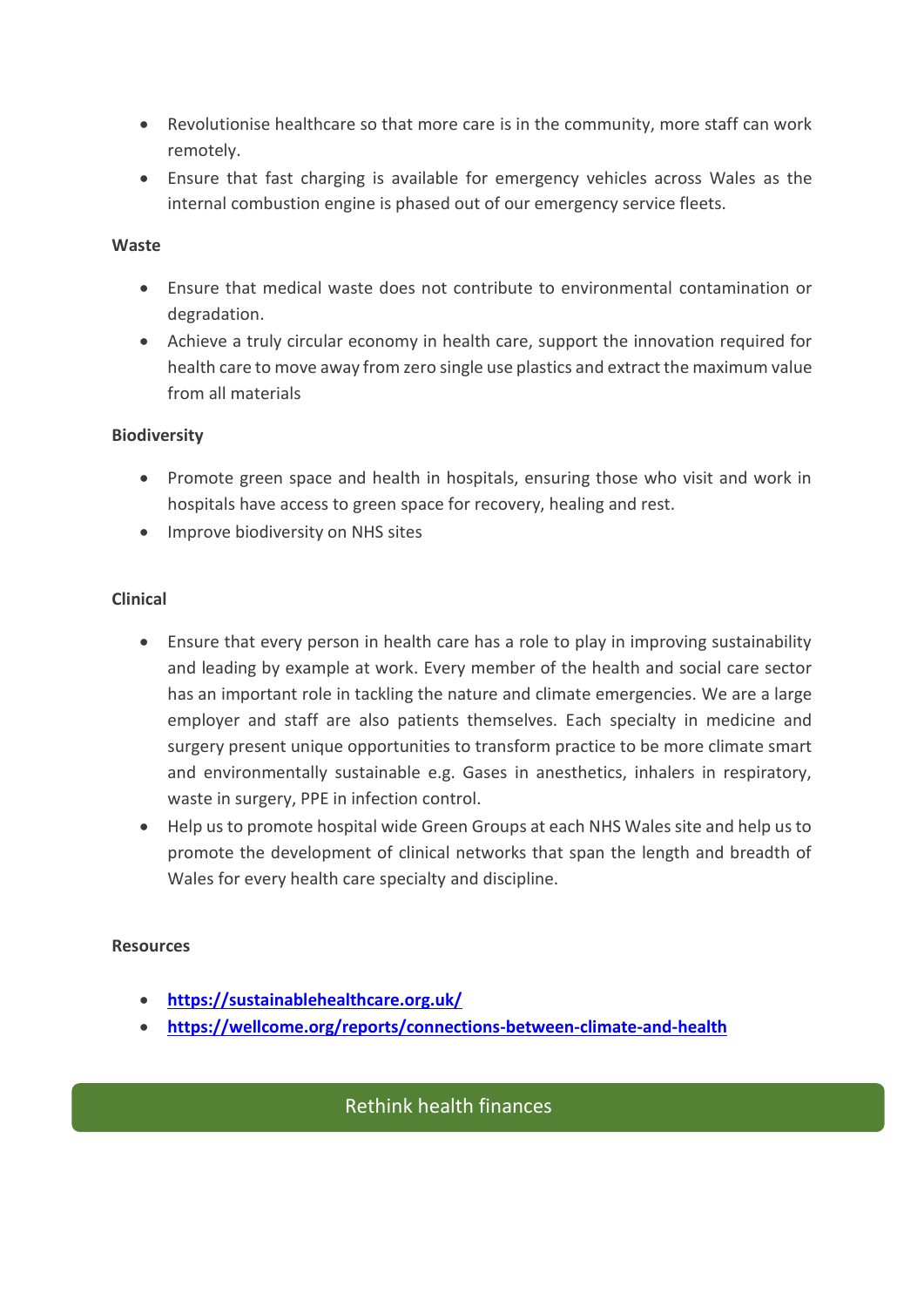- Revolutionise healthcare so that more care is in the community, more staff can work remotely.
- Ensure that fast charging is available for emergency vehicles across Wales as the internal combustion engine is phased out of our emergency service fleets.

**Waste**

- Ensure that medical waste does not contribute to environmental contamination or degradation.
- Achieve a truly circular economy in health care, support the innovation required for health care to move away from zero single use plastics and extract the maximum value from all materials

**Biodiversity**

- Promote green space and health in hospitals, ensuring those who visit and work in hospitals have access to green space for recovery, healing and rest.
- Improve biodiversity on NHS sites

**Clinical**

- Ensure that every person in health care has a role to play in improving sustainability and leading by example at work. Every member of the health and social care sector has an important role in tackling the nature and climate emergencies. We are a large employer and staff are also patients themselves. Each specialty in medicine and surgery present unique opportunities to transform practice to be more climate smart and environmentally sustainable e.g. Gases in anesthetics, inhalers in respiratory, waste in surgery, PPE in infection control.
- Help us to promote hospital wide Green Groups at each NHS Wales site and help us to promote the development of clinical networks that span the length and breadth of Wales for every health care specialty and discipline.

**Resources**

- **https://sustainablehealthcare.org.uk/**
- **https://wellcome.org/reports/connections-between-climate-and-health**

## Rethink health finances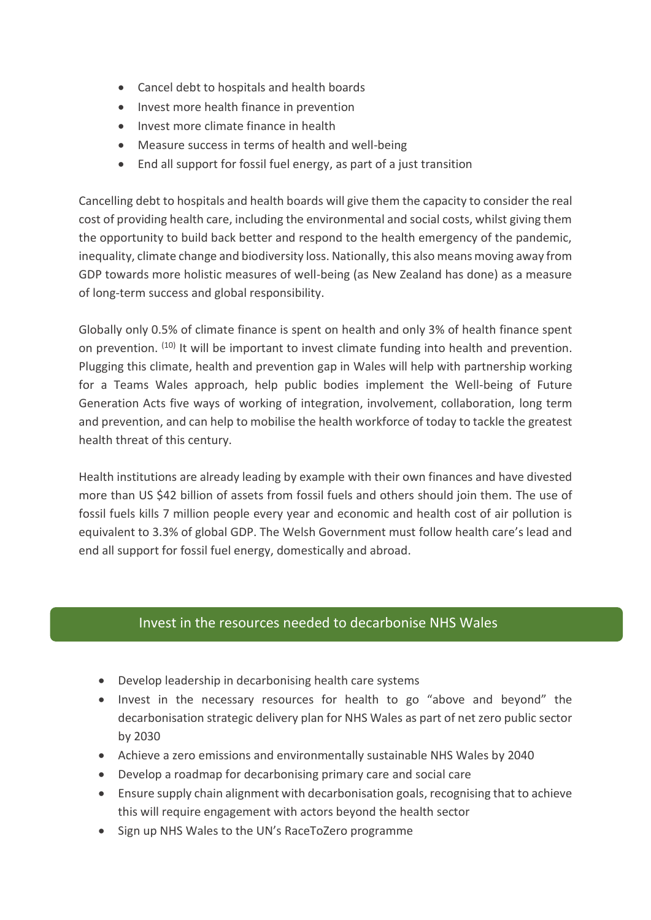- Cancel debt to hospitals and health boards
- Invest more health finance in prevention
- Invest more climate finance in health
- Measure success in terms of health and well-being
- End all support for fossil fuel energy, as part of a just transition

Cancelling debt to hospitals and health boards will give them the capacity to consider the real cost of providing health care, including the environmental and social costs, whilst giving them the opportunity to build back better and respond to the health emergency of the pandemic, inequality, climate change and biodiversity loss. Nationally, this also means moving away from GDP towards more holistic measures of well-being (as New Zealand has done) as a measure of long-term success and global responsibility.

Globally only 0.5% of climate finance is spent on health and only 3% of health finance spent on prevention. [10] It will be important to invest climate funding into health and prevention. Plugging this climate, health and prevention gap in Wales will help with partnership working for a Teams Wales approach, help public bodies implement the Well-being of Future Generation Acts five ways of working of integration, involvement, collaboration, long term and prevention, and can help to mobilise the health workforce of today to tackle the greatest health threat of this century.

Health institutions are already leading by example with their own finances and have divested more than US $42 billion of assets from fossil fuels and others should join them. The use of fossil fuels kills 7 million people every year and economic and health cost of air pollution is equivalent to 3.3% of global GDP. The Welsh Government must follow health care's lead and end all support for fossil fuel energy, domestically and abroad.

## Invest in the resources needed to decarbonise NHS Wales

- Develop leadership in decarbonising health care systems
- Invest in the necessary resources for health to go "above and beyond" the decarbonisation strategic delivery plan for NHS Wales as part of net zero public sector by 2030
- Achieve a zero emissions and environmentally sustainable NHS Wales by 2040
- Develop a roadmap for decarbonising primary care and social care
- Ensure supply chain alignment with decarbonisation goals, recognising that to achieve this will require engagement with actors beyond the health sector
- Sign up NHS Wales to the UN's RaceToZero programme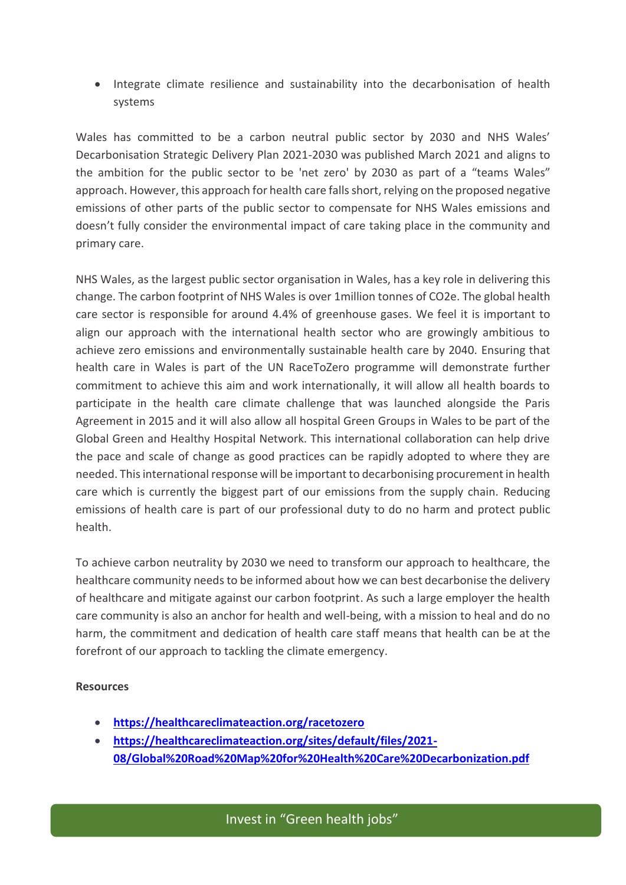- Integrate climate resilience and sustainability into the decarbonisation of health systems

Wales has committed to be a carbon neutral public sector by 2030 and NHS Wales' Decarbonisation Strategic Delivery Plan 2021-2030 was published March 2021 and aligns to the ambition for the public sector to be 'net zero' by 2030 as part of a "teams Wales" approach. However, this approach for health care falls short, relying on the proposed negative emissions of other parts of the public sector to compensate for NHS Wales emissions and doesn't fully consider the environmental impact of care taking place in the community and primary care.

NHS Wales, as the largest public sector organisation in Wales, has a key role in delivering this change. The carbon footprint of NHS Wales is over 1million tonnes of $CO_2e$. The global health care sector is responsible for around 4.4% of greenhouse gases. We feel it is important to align our approach with the international health sector who are growingly ambitious to achieve zero emissions and environmentally sustainable health care by 2040. Ensuring that health care in Wales is part of the UN RaceToZero programme will demonstrate further commitment to achieve this aim and work internationally, it will allow all health boards to participate in the health care climate challenge that was launched alongside the Paris Agreement in 2015 and it will also allow all hospital Green Groups in Wales to be part of the Global Green and Healthy Hospital Network. This international collaboration can help drive the pace and scale of change as good practices can be rapidly adopted to where they are needed. This international response will be important to decarbonising procurement in health care which is currently the biggest part of our emissions from the supply chain. Reducing emissions of health care is part of our professional duty to do no harm and protect public health.

To achieve carbon neutrality by 2030 we need to transform our approach to healthcare, the healthcare community needs to be informed about how we can best decarbonise the delivery of healthcare and mitigate against our carbon footprint. As such a large employer the health care community is also an anchor for health and well-being, with a mission to heal and do no harm, the commitment and dedication of health care staff means that health can be at the forefront of our approach to tackling the climate emergency.

**Resources**

- **https://healthcareclimateaction.org/racetozero**
- **https://healthcareclimateaction.org/sites/default/files/2021-08/Global%20Road%20Map%20for%20Health%20Care%20Decarbonization.pdf**

## Invest in "Green health jobs"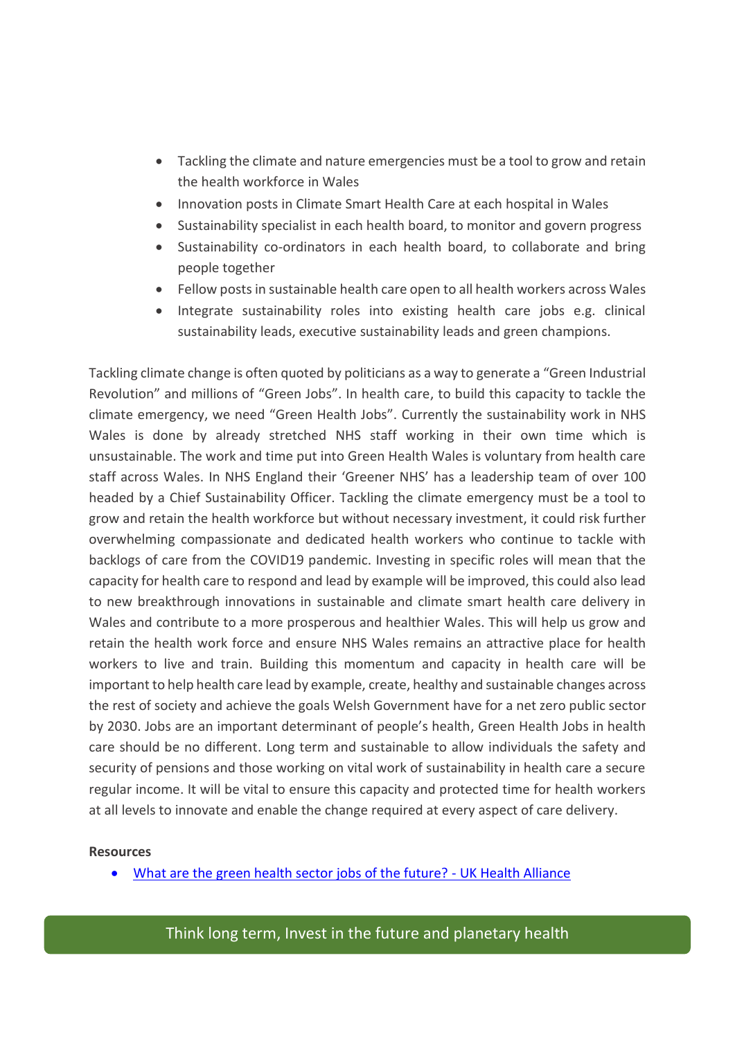- Tackling the climate and nature emergencies must be a tool to grow and retain the health workforce in Wales
- Innovation posts in Climate Smart Health Care at each hospital in Wales
- Sustainability specialist in each health board, to monitor and govern progress
- Sustainability co-ordinators in each health board, to collaborate and bring people together
- Fellow posts in sustainable health care open to all health workers across Wales
- Integrate sustainability roles into existing health care jobs e.g. clinical sustainability leads, executive sustainability leads and green champions.

Tackling climate change is often quoted by politicians as a way to generate a "Green Industrial Revolution" and millions of "Green Jobs". In health care, to build this capacity to tackle the climate emergency, we need "Green Health Jobs". Currently the sustainability work in NHS Wales is done by already stretched NHS staff working in their own time which is unsustainable. The work and time put into Green Health Wales is voluntary from health care staff across Wales. In NHS England their 'Greener NHS' has a leadership team of over 100 headed by a Chief Sustainability Officer. Tackling the climate emergency must be a tool to grow and retain the health workforce but without necessary investment, it could risk further overwhelming compassionate and dedicated health workers who continue to tackle with backlogs of care from the COVID19 pandemic. Investing in specific roles will mean that the capacity for health care to respond and lead by example will be improved, this could also lead to new breakthrough innovations in sustainable and climate smart health care delivery in Wales and contribute to a more prosperous and healthier Wales. This will help us grow and retain the health work force and ensure NHS Wales remains an attractive place for health workers to live and train. Building this momentum and capacity in health care will be important to help health care lead by example, create, healthy and sustainable changes across the rest of society and achieve the goals Welsh Government have for a net zero public sector by 2030. Jobs are an important determinant of people's health, Green Health Jobs in health care should be no different. Long term and sustainable to allow individuals the safety and security of pensions and those working on vital work of sustainability in health care a secure regular income. It will be vital to ensure this capacity and protected time for health workers at all levels to innovate and enable the change required at every aspect of care delivery.

**Resources**

- What are the green health sector jobs of the future? - UK Health Alliance

Think long term, Invest in the future and planetary health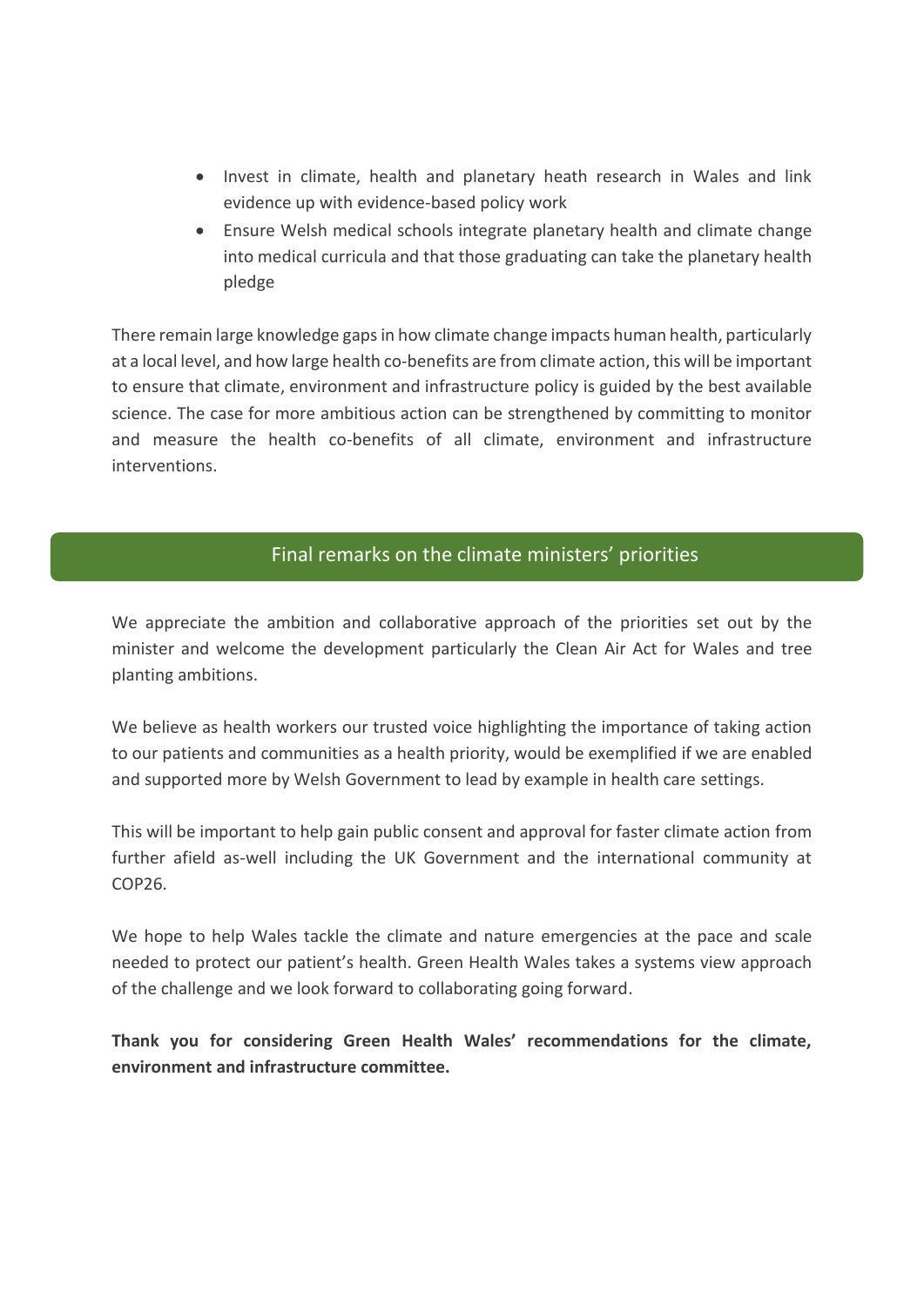- Invest in climate, health and planetary heath research in Wales and link evidence up with evidence-based policy work
- Ensure Welsh medical schools integrate planetary health and climate change into medical curricula and that those graduating can take the planetary health pledge

There remain large knowledge gaps in how climate change impacts human health, particularly at a local level, and how large health co-benefits are from climate action, this will be important to ensure that climate, environment and infrastructure policy is guided by the best available science. The case for more ambitious action can be strengthened by committing to monitor and measure the health co-benefits of all climate, environment and infrastructure interventions.

## Final remarks on the climate ministers' priorities

We appreciate the ambition and collaborative approach of the priorities set out by the minister and welcome the development particularly the Clean Air Act for Wales and tree planting ambitions.

We believe as health workers our trusted voice highlighting the importance of taking action to our patients and communities as a health priority, would be exemplified if we are enabled and supported more by Welsh Government to lead by example in health care settings.

This will be important to help gain public consent and approval for faster climate action from further afield as-well including the UK Government and the international community at COP26.

We hope to help Wales tackle the climate and nature emergencies at the pace and scale needed to protect our patient's health. Green Health Wales takes a systems view approach of the challenge and we look forward to collaborating going forward.

**Thank you for considering Green Health Wales' recommendations for the climate, environment and infrastructure committee.**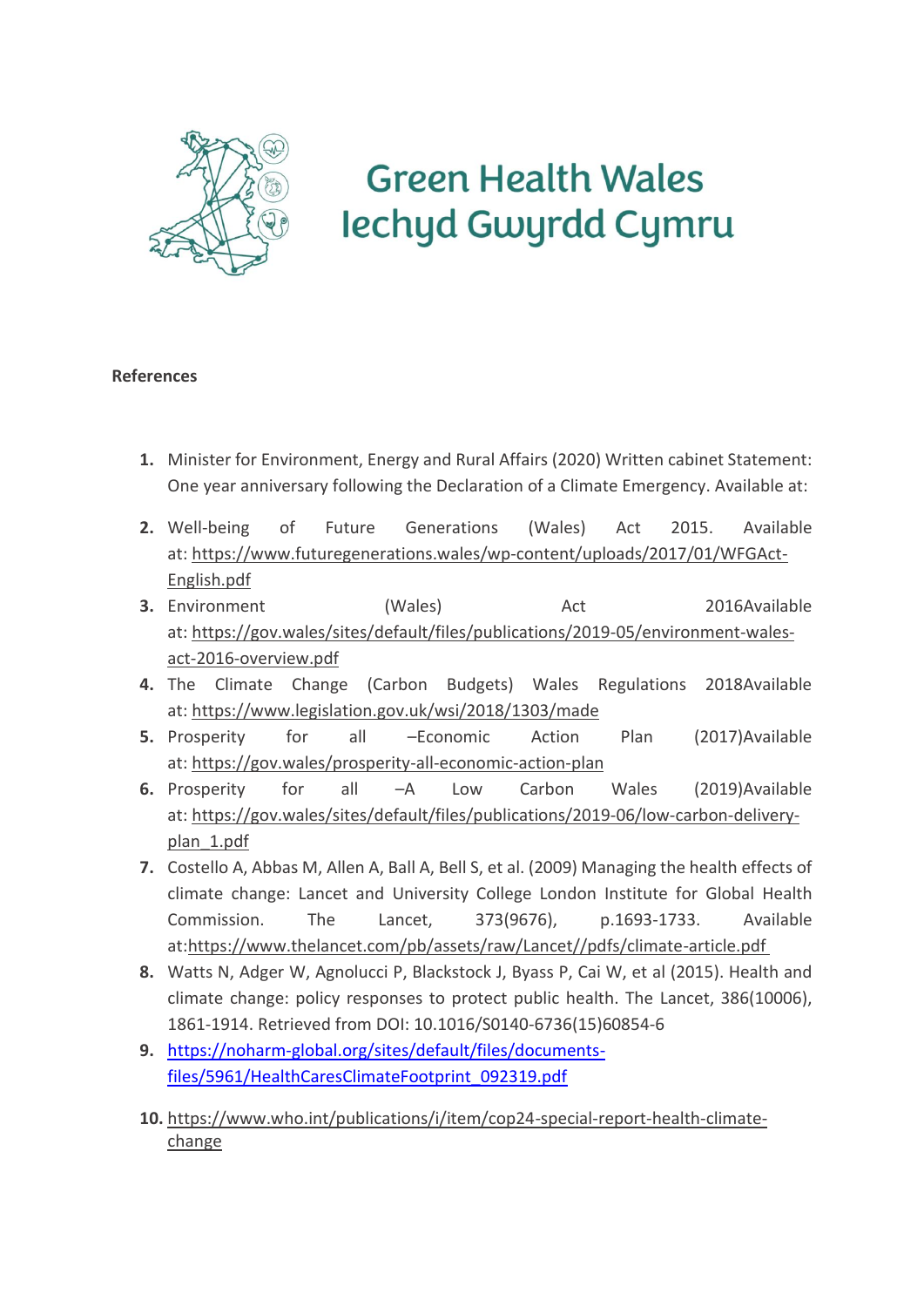# Green Health Wales
# Iechyd Gwyrdd Cymru

**References**

1. Minister for Environment, Energy and Rural Affairs (2020) Written cabinet Statement: One year anniversary following the Declaration of a Climate Emergency. Available at:
2. Well-being of Future Generations (Wales) Act 2015. Available at: https://www.futuregenerations.wales/wp-content/uploads/2017/01/WFGAct-English.pdf
3. Environment (Wales) Act 2016Available at: https://gov.wales/sites/default/files/publications/2019-05/environment-wales-act-2016-overview.pdf
4. The Climate Change (Carbon Budgets) Wales Regulations 2018Available at: https://www.legislation.gov.uk/wsi/2018/1303/made
5. Prosperity for all –Economic Action Plan (2017)Available at: https://gov.wales/prosperity-all-economic-action-plan
6. Prosperity for all –A Low Carbon Wales (2019)Available at: https://gov.wales/sites/default/files/publications/2019-06/low-carbon-delivery-plan_1.pdf
7. Costello A, Abbas M, Allen A, Ball A, Bell S, et al. (2009) Managing the health effects of climate change: Lancet and University College London Institute for Global Health Commission. The Lancet, 373(9676), p.1693-1733. Available at:https://www.thelancet.com/pb/assets/raw/Lancet//pdfs/climate-article.pdf
8. Watts N, Adger W, Agnolucci P, Blackstock J, Byass P, Cai W, et al (2015). Health and climate change: policy responses to protect public health. The Lancet, 386(10006), 1861-1914. Retrieved from DOI: 10.1016/S0140-6736(15)60854-6
9. https://noharm-global.org/sites/default/files/documents-files/5961/HealthCaresClimateFootprint_092319.pdf
10. https://www.who.int/publications/i/item/cop24-special-report-health-climate-change